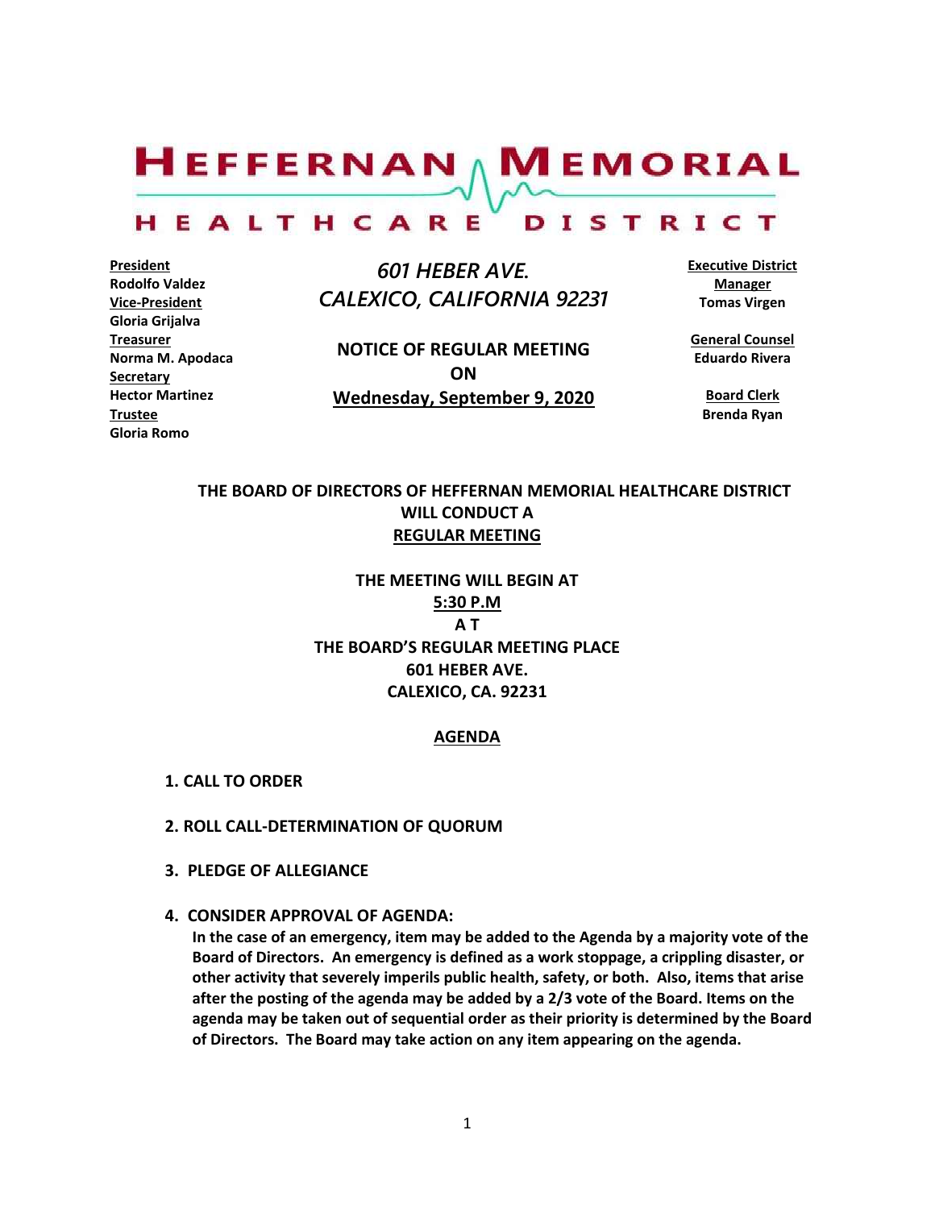# HEFFERNAN MEMORIAL
## HEALTHCARE DISTRICT

**President**
**Rodolfo Valdez**
**Vice-President**
**Gloria Grijalva**
**Treasurer**
**Norma M. Apodaca**
**Secretary**
**Hector Martinez**
**Trustee**
**Gloria Romo**

*601 HEBER AVE.*
*CALEXICO, CALIFORNIA 92231*

**NOTICE OF REGULAR MEETING**
**ON**
**Wednesday, September 9, 2020**

**Executive District Manager**
**Tomas Virgen**

**General Counsel**
**Eduardo Rivera**

**Board Clerk**
**Brenda Ryan**

**THE BOARD OF DIRECTORS OF HEFFERNAN MEMORIAL HEALTHCARE DISTRICT WILL CONDUCT A REGULAR MEETING**

**THE MEETING WILL BEGIN AT 5:30 P.M A T THE BOARD'S REGULAR MEETING PLACE 601 HEBER AVE. CALEXICO, CA. 92231**

## AGENDA

1. **CALL TO ORDER**

2. **ROLL CALL-DETERMINATION OF QUORUM**

3. **PLEDGE OF ALLEGIANCE**

4. **CONSIDER APPROVAL OF AGENDA:**
   **In the case of an emergency, item may be added to the Agenda by a majority vote of the Board of Directors. An emergency is defined as a work stoppage, a crippling disaster, or other activity that severely imperils public health, safety, or both. Also, items that arise after the posting of the agenda may be added by a 2/3 vote of the Board. Items on the agenda may be taken out of sequential order as their priority is determined by the Board of Directors. The Board may take action on any item appearing on the agenda.**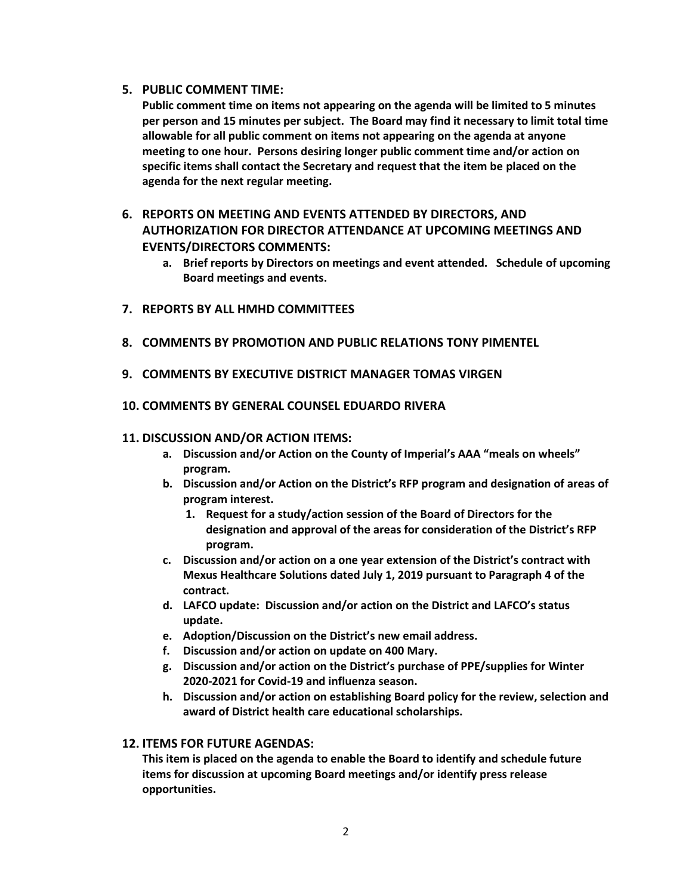5. **PUBLIC COMMENT TIME:**

   **Public comment time on items not appearing on the agenda will be limited to 5 minutes per person and 15 minutes per subject. The Board may find it necessary to limit total time allowable for all public comment on items not appearing on the agenda at anyone meeting to one hour. Persons desiring longer public comment time and/or action on specific items shall contact the Secretary and request that the item be placed on the agenda for the next regular meeting.**

6. **REPORTS ON MEETING AND EVENTS ATTENDED BY DIRECTORS, AND AUTHORIZATION FOR DIRECTOR ATTENDANCE AT UPCOMING MEETINGS AND EVENTS/DIRECTORS COMMENTS:**
   a. **Brief reports by Directors on meetings and event attended. Schedule of upcoming Board meetings and events.**

7. **REPORTS BY ALL HMHD COMMITTEES**

8. **COMMENTS BY PROMOTION AND PUBLIC RELATIONS TONY PIMENTEL**

9. **COMMENTS BY EXECUTIVE DISTRICT MANAGER TOMAS VIRGEN**

10. **COMMENTS BY GENERAL COUNSEL EDUARDO RIVERA**

11. **DISCUSSION AND/OR ACTION ITEMS:**
    a. **Discussion and/or Action on the County of Imperial's AAA "meals on wheels" program.**
    b. **Discussion and/or Action on the District's RFP program and designation of areas of program interest.**
       1. **Request for a study/action session of the Board of Directors for the designation and approval of the areas for consideration of the District's RFP program.**
    c. **Discussion and/or action on a one year extension of the District's contract with Mexus Healthcare Solutions dated July 1, 2019 pursuant to Paragraph 4 of the contract.**
    d. **LAFCO update: Discussion and/or action on the District and LAFCO's status update.**
    e. **Adoption/Discussion on the District's new email address.**
    f. **Discussion and/or action on update on 400 Mary.**
    g. **Discussion and/or action on the District's purchase of PPE/supplies for Winter 2020-2021 for Covid-19 and influenza season.**
    h. **Discussion and/or action on establishing Board policy for the review, selection and award of District health care educational scholarships.**

12. **ITEMS FOR FUTURE AGENDAS:**

    **This item is placed on the agenda to enable the Board to identify and schedule future items for discussion at upcoming Board meetings and/or identify press release opportunities.**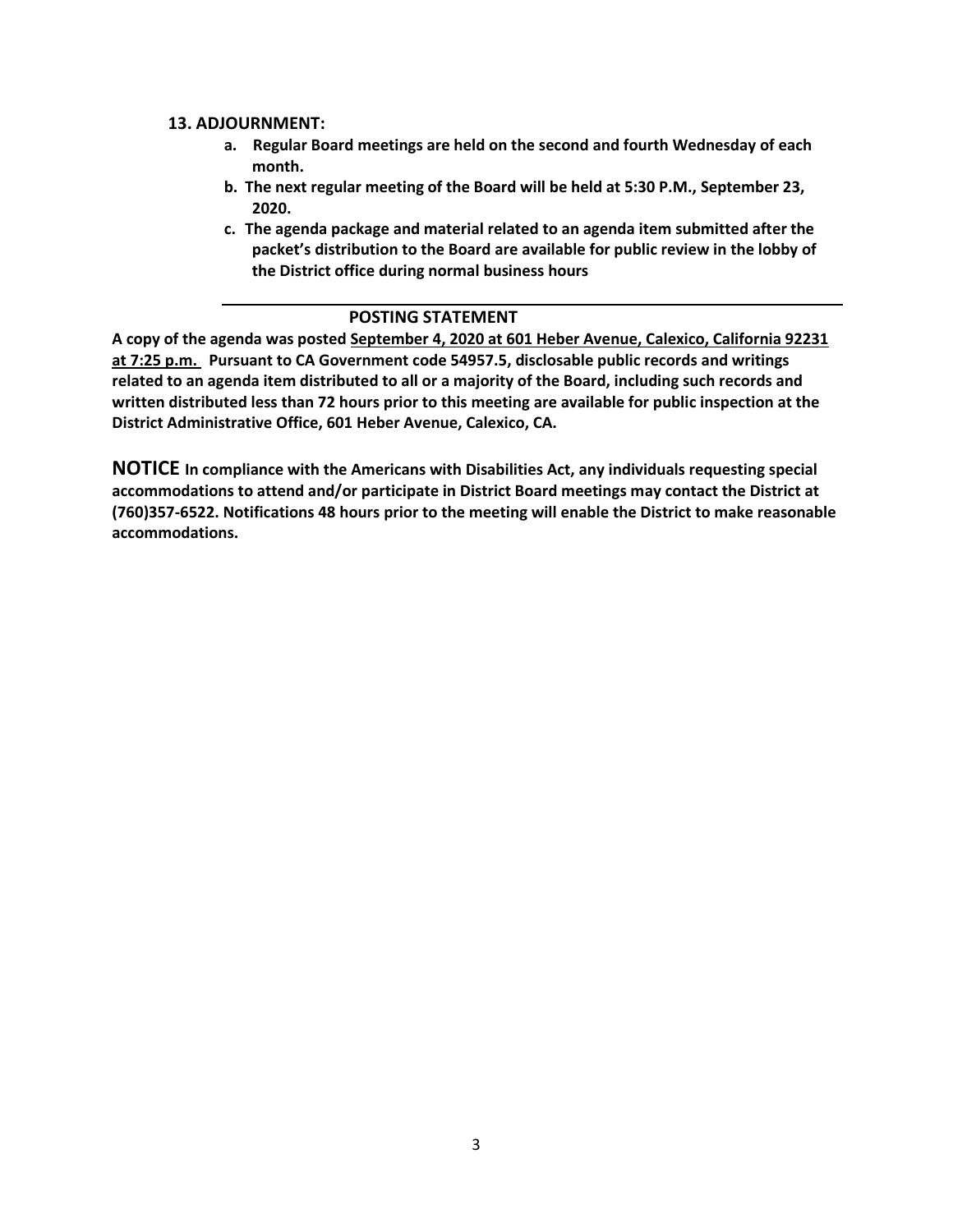**13. ADJOURNMENT:**

- a. **Regular Board meetings are held on the second and fourth Wednesday of each month.**
- b. **The next regular meeting of the Board will be held at 5:30 P.M., September 23, 2020.**
- c. **The agenda package and material related to an agenda item submitted after the packet's distribution to the Board are available for public review in the lobby of the District office during normal business hours**

---

**POSTING STATEMENT**

**A copy of the agenda was posted September 4, 2020 at 601 Heber Avenue, Calexico, California 92231 at 7:25 p.m. Pursuant to CA Government code 54957.5, disclosable public records and writings related to an agenda item distributed to all or a majority of the Board, including such records and written distributed less than 72 hours prior to this meeting are available for public inspection at the District Administrative Office, 601 Heber Avenue, Calexico, CA.**

**NOTICE In compliance with the Americans with Disabilities Act, any individuals requesting special accommodations to attend and/or participate in District Board meetings may contact the District at (760)357-6522. Notifications 48 hours prior to the meeting will enable the District to make reasonable accommodations.**